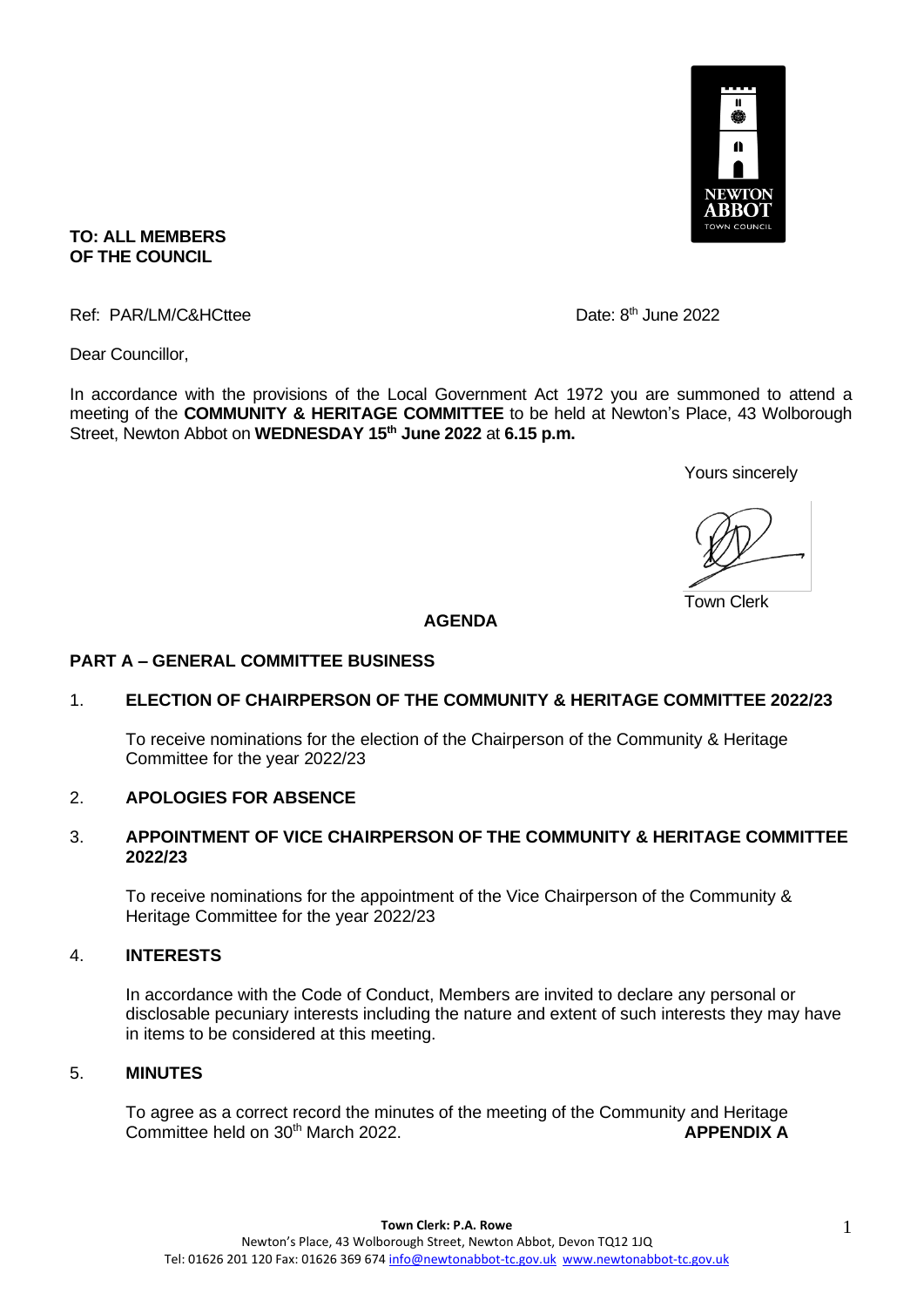**TO: ALL MEMBERS OF THE COUNCIL**

Ref: PAR/LM/C&HCttee

Date: 8th June 2022

Dear Councillor,

In accordance with the provisions of the Local Government Act 1972 you are summoned to attend a meeting of the **COMMUNITY & HERITAGE COMMITTEE** to be held at Newton's Place, 43 Wolborough Street, Newton Abbot on **WEDNESDAY 15th June 2022** at **6.15 p.m.**

Yours sincerely

Town Clerk

## AGENDA

### PART A – GENERAL COMMITTEE BUSINESS

1. **ELECTION OF CHAIRPERSON OF THE COMMUNITY & HERITAGE COMMITTEE 2022/23**

   To receive nominations for the election of the Chairperson of the Community & Heritage Committee for the year 2022/23

2. **APOLOGIES FOR ABSENCE**

3. **APPOINTMENT OF VICE CHAIRPERSON OF THE COMMUNITY & HERITAGE COMMITTEE 2022/23**

   To receive nominations for the appointment of the Vice Chairperson of the Community & Heritage Committee for the year 2022/23

4. **INTERESTS**

   In accordance with the Code of Conduct, Members are invited to declare any personal or disclosable pecuniary interests including the nature and extent of such interests they may have in items to be considered at this meeting.

5. **MINUTES**

   To agree as a correct record the minutes of the meeting of the Community and Heritage Committee held on 30th March 2022. **APPENDIX A**

**Town Clerk: P.A. Rowe**
Newton's Place, 43 Wolborough Street, Newton Abbot, Devon TQ12 1JQ
Tel: 01626 201 120 Fax: 01626 369 674 info@newtonabbot-tc.gov.uk www.newtonabbot-tc.gov.uk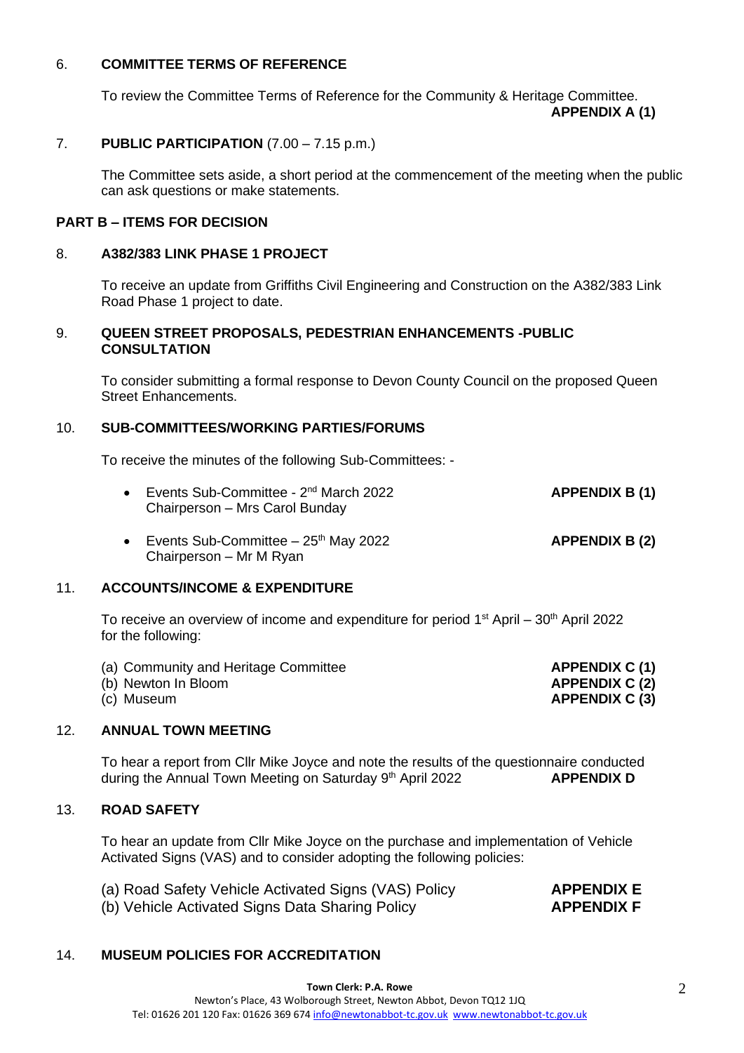## 6. COMMITTEE TERMS OF REFERENCE

To review the Committee Terms of Reference for the Community & Heritage Committee.
**APPENDIX A (1)**

## 7. PUBLIC PARTICIPATION (7.00 – 7.15 p.m.)

The Committee sets aside, a short period at the commencement of the meeting when the public can ask questions or make statements.

## PART B – ITEMS FOR DECISION

## 8. A382/383 LINK PHASE 1 PROJECT

To receive an update from Griffiths Civil Engineering and Construction on the A382/383 Link Road Phase 1 project to date.

## 9. QUEEN STREET PROPOSALS, PEDESTRIAN ENHANCEMENTS -PUBLIC CONSULTATION

To consider submitting a formal response to Devon County Council on the proposed Queen Street Enhancements.

## 10. SUB-COMMITTEES/WORKING PARTIES/FORUMS

To receive the minutes of the following Sub-Committees: -

- Events Sub-Committee - 2nd March 2022 **APPENDIX B (1)**
  Chairperson – Mrs Carol Bunday
- Events Sub-Committee – 25th May 2022 **APPENDIX B (2)**
  Chairperson – Mr M Ryan

## 11. ACCOUNTS/INCOME & EXPENDITURE

To receive an overview of income and expenditure for period 1st April – 30th April 2022 for the following:

(a) Community and Heritage Committee **APPENDIX C (1)**
(b) Newton In Bloom **APPENDIX C (2)**
(c) Museum **APPENDIX C (3)**

## 12. ANNUAL TOWN MEETING

To hear a report from Cllr Mike Joyce and note the results of the questionnaire conducted during the Annual Town Meeting on Saturday 9th April 2022 **APPENDIX D**

## 13. ROAD SAFETY

To hear an update from Cllr Mike Joyce on the purchase and implementation of Vehicle Activated Signs (VAS) and to consider adopting the following policies:

(a) Road Safety Vehicle Activated Signs (VAS) Policy **APPENDIX E**
(b) Vehicle Activated Signs Data Sharing Policy **APPENDIX F**

## 14. MUSEUM POLICIES FOR ACCREDITATION

**Town Clerk: P.A. Rowe**
Newton's Place, 43 Wolborough Street, Newton Abbot, Devon TQ12 1JQ
Tel: 01626 201 120 Fax: 01626 369 674 info@newtonabbot-tc.gov.uk www.newtonabbot-tc.gov.uk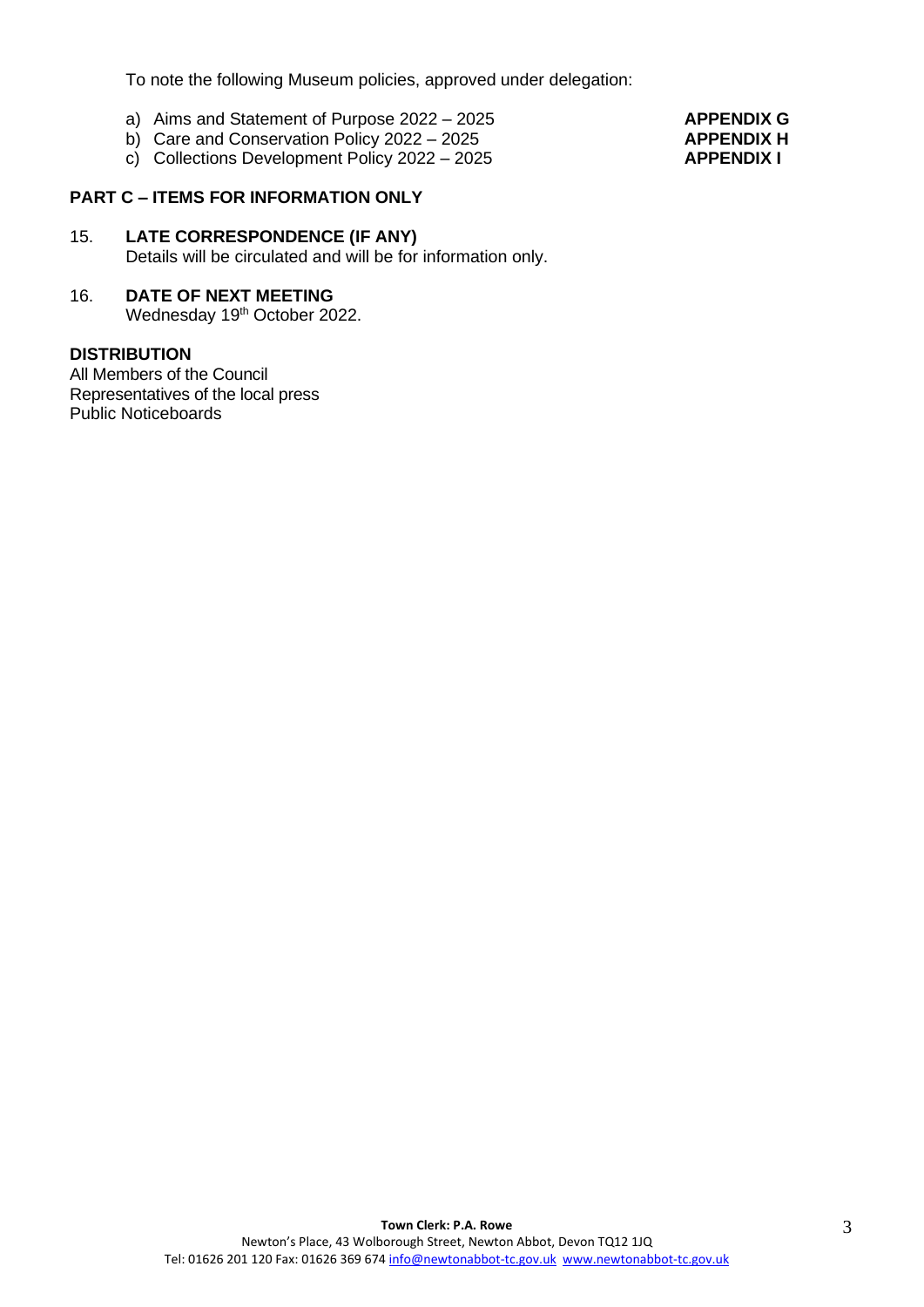To note the following Museum policies, approved under delegation:

a) Aims and Statement of Purpose 2022 – 2025 **APPENDIX G**
b) Care and Conservation Policy 2022 – 2025 **APPENDIX H**
c) Collections Development Policy 2022 – 2025 **APPENDIX I**

**PART C – ITEMS FOR INFORMATION ONLY**

15. **LATE CORRESPONDENCE (IF ANY)**
Details will be circulated and will be for information only.

16. **DATE OF NEXT MEETING**
Wednesday 19th October 2022.

**DISTRIBUTION**
All Members of the Council
Representatives of the local press
Public Noticeboards

**Town Clerk: P.A. Rowe**
Newton's Place, 43 Wolborough Street, Newton Abbot, Devon TQ12 1JQ
Tel: 01626 201 120 Fax: 01626 369 674 info@newtonabbot-tc.gov.uk www.newtonabbot-tc.gov.uk